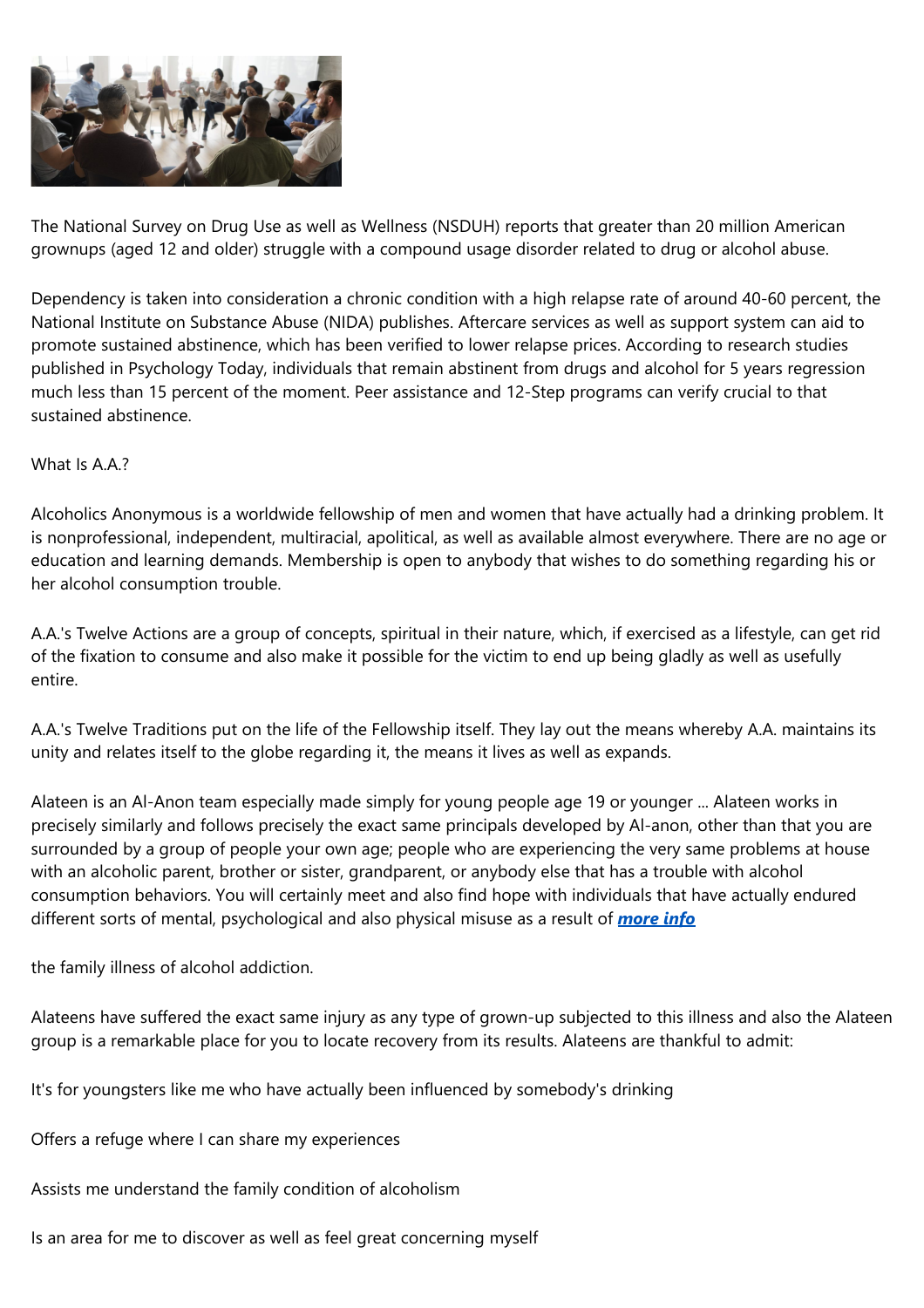The National Survey on Drug Use as well as Wellness (NSDUH) reports that greater than 20 million American grownups (aged 12 and older) struggle with a compound usage disorder related to drug or alcohol abuse.

Dependency is taken into consideration a chronic condition with a high relapse rate of around 40-60 percent, the National Institute on Substance Abuse (NIDA) publishes. Aftercare services as well as support system can aid to promote sustained abstinence, which has been verified to lower relapse prices. According to research studies published in Psychology Today, individuals that remain abstinent from drugs and alcohol for 5 years regression much less than 15 percent of the moment. Peer assistance and 12-Step programs can verify crucial to that sustained abstinence.

What Is A.A.?

Alcoholics Anonymous is a worldwide fellowship of men and women that have actually had a drinking problem. It is nonprofessional, independent, multiracial, apolitical, as well as available almost everywhere. There are no age or education and learning demands. Membership is open to anybody that wishes to do something regarding his or her alcohol consumption trouble.

A.A.'s Twelve Actions are a group of concepts, spiritual in their nature, which, if exercised as a lifestyle, can get rid of the fixation to consume and also make it possible for the victim to end up being gladly as well as usefully entire.

A.A.'s Twelve Traditions put on the life of the Fellowship itself. They lay out the means whereby A.A. maintains its unity and relates itself to the globe regarding it, the means it lives as well as expands.

Alateen is an Al-Anon team especially made simply for young people age 19 or younger ... Alateen works in precisely similarly and follows precisely the exact same principals developed by Al-anon, other than that you are surrounded by a group of people your own age; people who are experiencing the very same problems at house with an alcoholic parent, brother or sister, grandparent, or anybody else that has a trouble with alcohol consumption behaviors. You will certainly meet and also find hope with individuals that have actually endured different sorts of mental, psychological and also physical misuse as a result of ***more info***

the family illness of alcohol addiction.

Alateens have suffered the exact same injury as any type of grown-up subjected to this illness and also the Alateen group is a remarkable place for you to locate recovery from its results. Alateens are thankful to admit:

It's for youngsters like me who have actually been influenced by somebody's drinking

Offers a refuge where I can share my experiences

Assists me understand the family condition of alcoholism

Is an area for me to discover as well as feel great concerning myself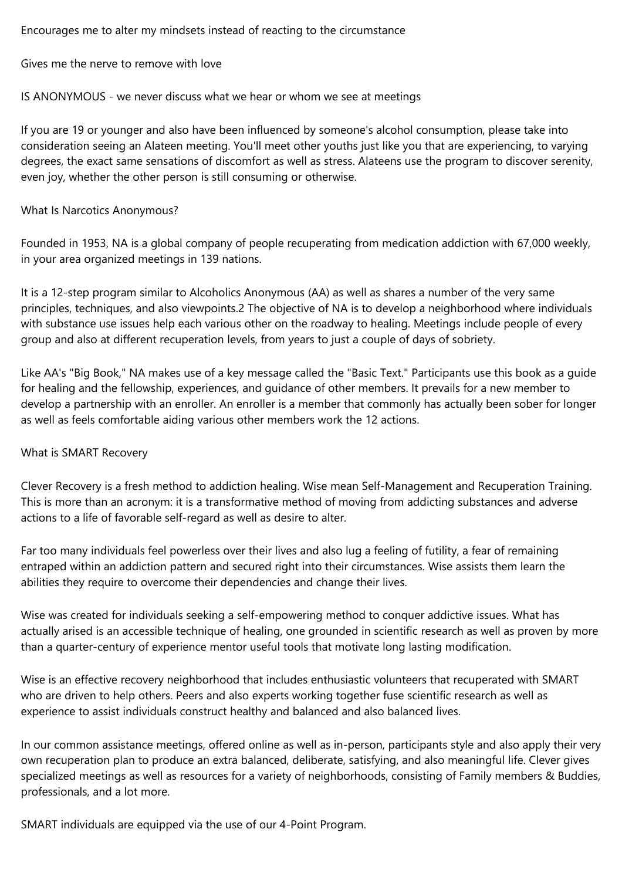Encourages me to alter my mindsets instead of reacting to the circumstance

Gives me the nerve to remove with love

IS ANONYMOUS - we never discuss what we hear or whom we see at meetings

If you are 19 or younger and also have been influenced by someone's alcohol consumption, please take into consideration seeing an Alateen meeting. You'll meet other youths just like you that are experiencing, to varying degrees, the exact same sensations of discomfort as well as stress. Alateens use the program to discover serenity, even joy, whether the other person is still consuming or otherwise.

## What Is Narcotics Anonymous?

Founded in 1953, NA is a global company of people recuperating from medication addiction with 67,000 weekly, in your area organized meetings in 139 nations.

It is a 12-step program similar to Alcoholics Anonymous (AA) as well as shares a number of the very same principles, techniques, and also viewpoints.2 The objective of NA is to develop a neighborhood where individuals with substance use issues help each various other on the roadway to healing. Meetings include people of every group and also at different recuperation levels, from years to just a couple of days of sobriety.

Like AA's "Big Book," NA makes use of a key message called the "Basic Text." Participants use this book as a guide for healing and the fellowship, experiences, and guidance of other members. It prevails for a new member to develop a partnership with an enroller. An enroller is a member that commonly has actually been sober for longer as well as feels comfortable aiding various other members work the 12 actions.

## What is SMART Recovery

Clever Recovery is a fresh method to addiction healing. Wise mean Self-Management and Recuperation Training. This is more than an acronym: it is a transformative method of moving from addicting substances and adverse actions to a life of favorable self-regard as well as desire to alter.

Far too many individuals feel powerless over their lives and also lug a feeling of futility, a fear of remaining entraped within an addiction pattern and secured right into their circumstances. Wise assists them learn the abilities they require to overcome their dependencies and change their lives.

Wise was created for individuals seeking a self-empowering method to conquer addictive issues. What has actually arised is an accessible technique of healing, one grounded in scientific research as well as proven by more than a quarter-century of experience mentor useful tools that motivate long lasting modification.

Wise is an effective recovery neighborhood that includes enthusiastic volunteers that recuperated with SMART who are driven to help others. Peers and also experts working together fuse scientific research as well as experience to assist individuals construct healthy and balanced and also balanced lives.

In our common assistance meetings, offered online as well as in-person, participants style and also apply their very own recuperation plan to produce an extra balanced, deliberate, satisfying, and also meaningful life. Clever gives specialized meetings as well as resources for a variety of neighborhoods, consisting of Family members & Buddies, professionals, and a lot more.

SMART individuals are equipped via the use of our 4-Point Program.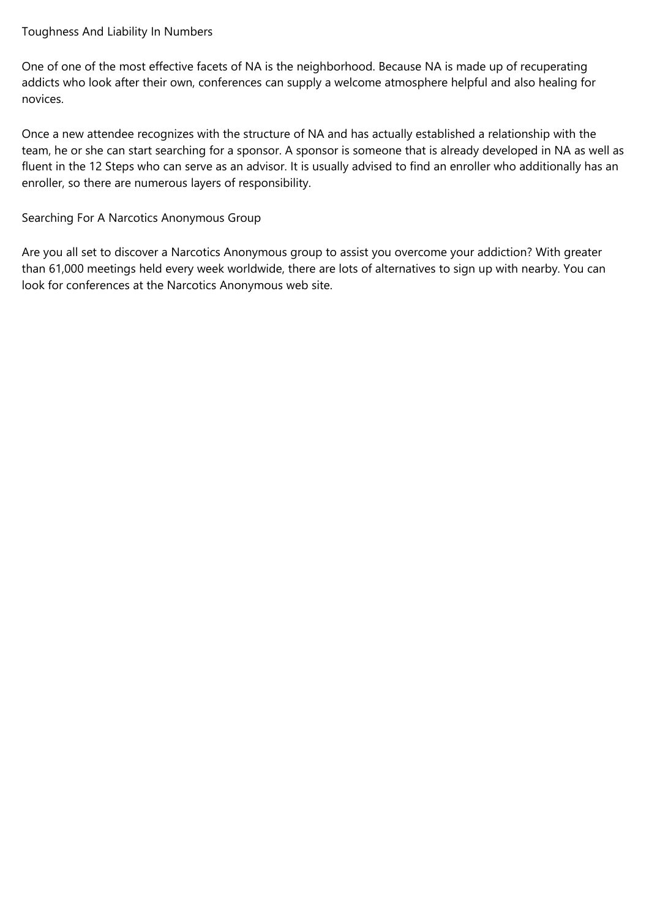## Toughness And Liability In Numbers

One of one of the most effective facets of NA is the neighborhood. Because NA is made up of recuperating addicts who look after their own, conferences can supply a welcome atmosphere helpful and also healing for novices.

Once a new attendee recognizes with the structure of NA and has actually established a relationship with the team, he or she can start searching for a sponsor. A sponsor is someone that is already developed in NA as well as fluent in the 12 Steps who can serve as an advisor. It is usually advised to find an enroller who additionally has an enroller, so there are numerous layers of responsibility.

## Searching For A Narcotics Anonymous Group

Are you all set to discover a Narcotics Anonymous group to assist you overcome your addiction? With greater than 61,000 meetings held every week worldwide, there are lots of alternatives to sign up with nearby. You can look for conferences at the Narcotics Anonymous web site.